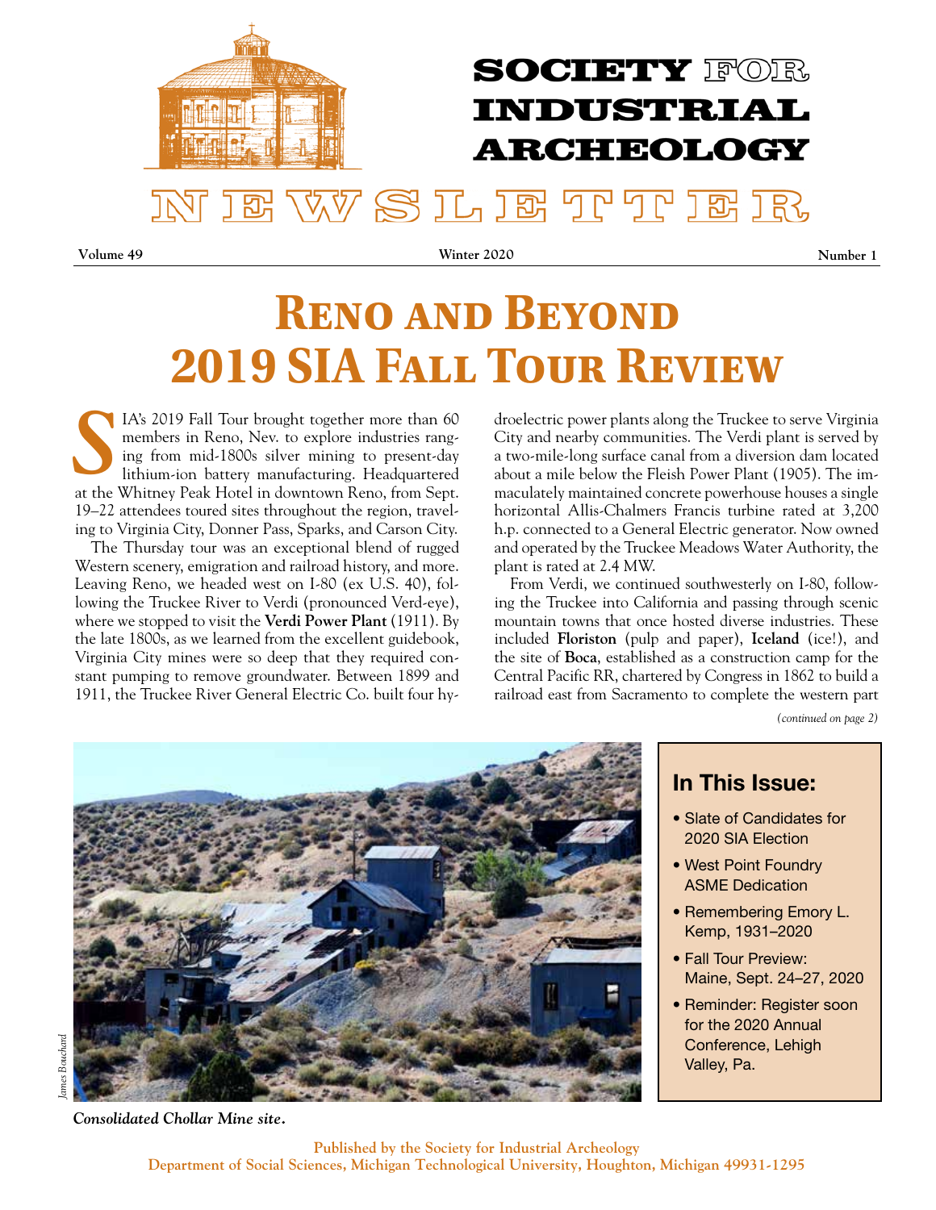# SOCIETY FOR INDUSTRIAL ARCHEOLOGY

# NEWSLETTER

**Volume 49** **Winter 2020** **Number 1**

# Reno and Beyond 2019 SIA Fall Tour Review

SIA's 2019 Fall Tour brought together more than 60 members in Reno, Nev. to explore industries ranging from mid-1800s silver mining to present-day lithium-ion battery manufacturing. Headquartered at the Whitney Peak Hotel in downtown Reno, from Sept. 19–22 attendees toured sites throughout the region, traveling to Virginia City, Donner Pass, Sparks, and Carson City.

The Thursday tour was an exceptional blend of rugged Western scenery, emigration and railroad history, and more. Leaving Reno, we headed west on I-80 (ex U.S. 40), following the Truckee River to Verdi (pronounced Verd-eye), where we stopped to visit the **Verdi Power Plant** (1911). By the late 1800s, as we learned from the excellent guidebook, Virginia City mines were so deep that they required constant pumping to remove groundwater. Between 1899 and 1911, the Truckee River General Electric Co. built four hydroelectric power plants along the Truckee to serve Virginia City and nearby communities. The Verdi plant is served by a two-mile-long surface canal from a diversion dam located about a mile below the Fleish Power Plant (1905). The immaculately maintained concrete powerhouse houses a single horizontal Allis-Chalmers Francis turbine rated at 3,200 h.p. connected to a General Electric generator. Now owned and operated by the Truckee Meadows Water Authority, the plant is rated at 2.4 MW.

From Verdi, we continued southwesterly on I-80, following the Truckee into California and passing through scenic mountain towns that once hosted diverse industries. These included **Floriston** (pulp and paper), **Iceland** (ice!), and the site of **Boca**, established as a construction camp for the Central Pacific RR, chartered by Congress in 1862 to build a railroad east from Sacramento to complete the western part

*(continued on page 2)*

*James Bouchard*

***Consolidated Chollar Mine site.***

## In This Issue:

- Slate of Candidates for 2020 SIA Election
- West Point Foundry ASME Dedication
- Remembering Emory L. Kemp, 1931–2020
- Fall Tour Preview: Maine, Sept. 24–27, 2020
- Reminder: Register soon for the 2020 Annual Conference, Lehigh Valley, Pa.

**Published by the Society for Industrial Archeology**
**Department of Social Sciences, Michigan Technological University, Houghton, Michigan 49931-1295**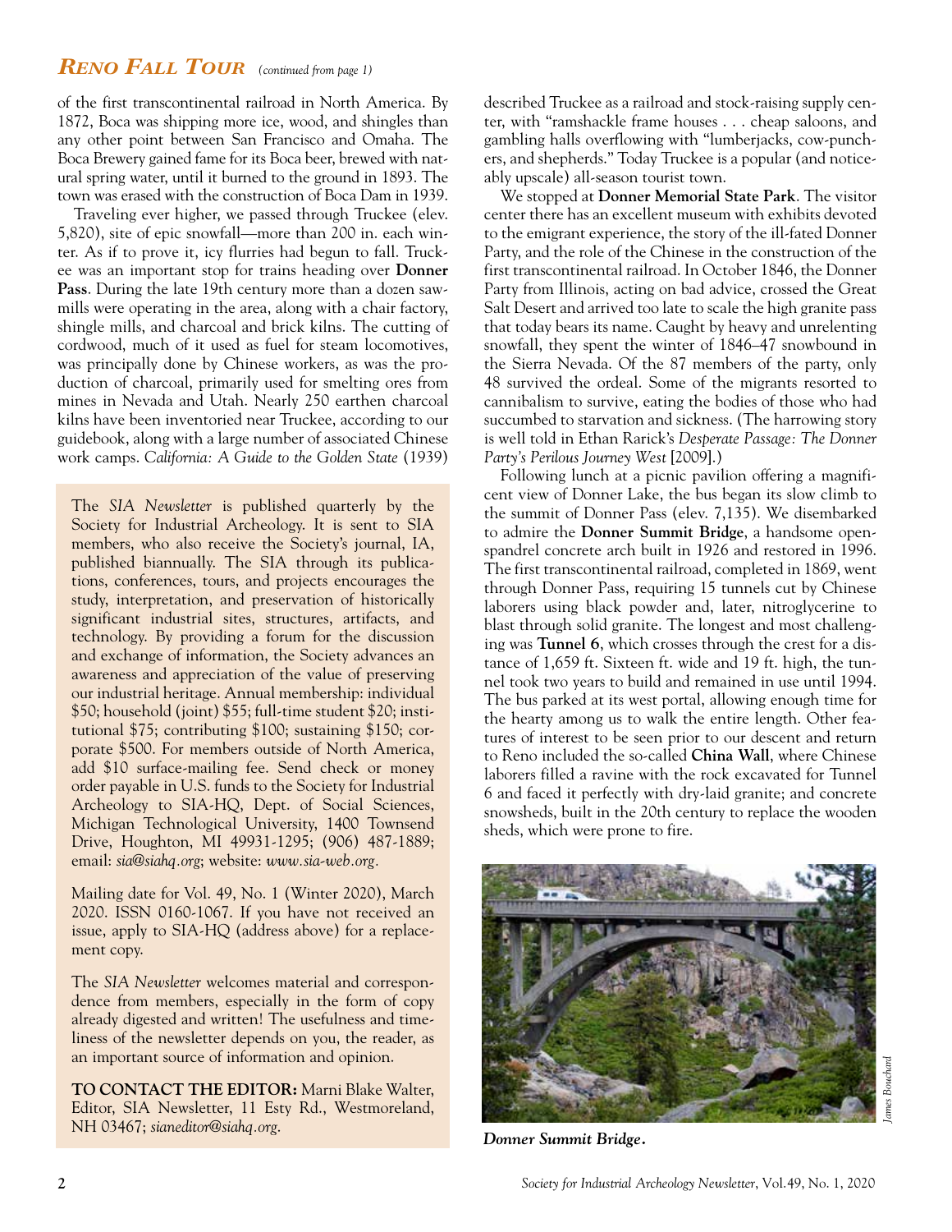## RENO FALL TOUR *(continued from page 1)*

of the first transcontinental railroad in North America. By 1872, Boca was shipping more ice, wood, and shingles than any other point between San Francisco and Omaha. The Boca Brewery gained fame for its Boca beer, brewed with natural spring water, until it burned to the ground in 1893. The town was erased with the construction of Boca Dam in 1939.

Traveling ever higher, we passed through Truckee (elev. 5,820), site of epic snowfall—more than 200 in. each winter. As if to prove it, icy flurries had begun to fall. Truckee was an important stop for trains heading over **Donner Pass**. During the late 19th century more than a dozen sawmills were operating in the area, along with a chair factory, shingle mills, and charcoal and brick kilns. The cutting of cordwood, much of it used as fuel for steam locomotives, was principally done by Chinese workers, as was the production of charcoal, primarily used for smelting ores from mines in Nevada and Utah. Nearly 250 earthen charcoal kilns have been inventoried near Truckee, according to our guidebook, along with a large number of associated Chinese work camps. *California: A Guide to the Golden State* (1939) described Truckee as a railroad and stock-raising supply center, with "ramshackle frame houses . . . cheap saloons, and gambling halls overflowing with "lumberjacks, cow-punchers, and shepherds." Today Truckee is a popular (and noticeably upscale) all-season tourist town.

We stopped at **Donner Memorial State Park**. The visitor center there has an excellent museum with exhibits devoted to the emigrant experience, the story of the ill-fated Donner Party, and the role of the Chinese in the construction of the first transcontinental railroad. In October 1846, the Donner Party from Illinois, acting on bad advice, crossed the Great Salt Desert and arrived too late to scale the high granite pass that today bears its name. Caught by heavy and unrelenting snowfall, they spent the winter of 1846–47 snowbound in the Sierra Nevada. Of the 87 members of the party, only 48 survived the ordeal. Some of the migrants resorted to cannibalism to survive, eating the bodies of those who had succumbed to starvation and sickness. (The harrowing story is well told in Ethan Rarick's *Desperate Passage: The Donner Party's Perilous Journey West* [2009].)

Following lunch at a picnic pavilion offering a magnificent view of Donner Lake, the bus began its slow climb to the summit of Donner Pass (elev. 7,135). We disembarked to admire the **Donner Summit Bridge**, a handsome open-spandrel concrete arch built in 1926 and restored in 1996. The first transcontinental railroad, completed in 1869, went through Donner Pass, requiring 15 tunnels cut by Chinese laborers using black powder and, later, nitroglycerine to blast through solid granite. The longest and most challenging was **Tunnel 6**, which crosses through the crest for a distance of 1,659 ft. Sixteen ft. wide and 19 ft. high, the tunnel took two years to build and remained in use until 1994. The bus parked at its west portal, allowing enough time for the hearty among us to walk the entire length. Other features of interest to be seen prior to our descent and return to Reno included the so-called **China Wall**, where Chinese laborers filled a ravine with the rock excavated for Tunnel 6 and faced it perfectly with dry-laid granite; and concrete snowsheds, built in the 20th century to replace the wooden sheds, which were prone to fire.

*James Bouchard*

***Donner Summit Bridge.***

---

The *SIA Newsletter* is published quarterly by the Society for Industrial Archeology. It is sent to SIA members, who also receive the Society's journal, IA, published biannually. The SIA through its publications, conferences, tours, and projects encourages the study, interpretation, and preservation of historically significant industrial sites, structures, artifacts, and technology. By providing a forum for the discussion and exchange of information, the Society advances an awareness and appreciation of the value of preserving our industrial heritage. Annual membership: individual $50; household (joint) $55; full-time student $20; institutional $75; contributing $100; sustaining $150; corporate $500. For members outside of North America, add $10 surface-mailing fee. Send check or money order payable in U.S. funds to the Society for Industrial Archeology to SIA-HQ, Dept. of Social Sciences, Michigan Technological University, 1400 Townsend Drive, Houghton, MI 49931-1295; (906) 487-1889; email: *sia@siahq.org*; website: *www.sia-web.org*.

Mailing date for Vol. 49, No. 1 (Winter 2020), March 2020. ISSN 0160-1067. If you have not received an issue, apply to SIA-HQ (address above) for a replacement copy.

The *SIA Newsletter* welcomes material and correspondence from members, especially in the form of copy already digested and written! The usefulness and timeliness of the newsletter depends on you, the reader, as an important source of information and opinion.

**TO CONTACT THE EDITOR:** Marni Blake Walter, Editor, SIA Newsletter, 11 Esty Rd., Westmoreland, NH 03467; *sianeditor@siahq.org*.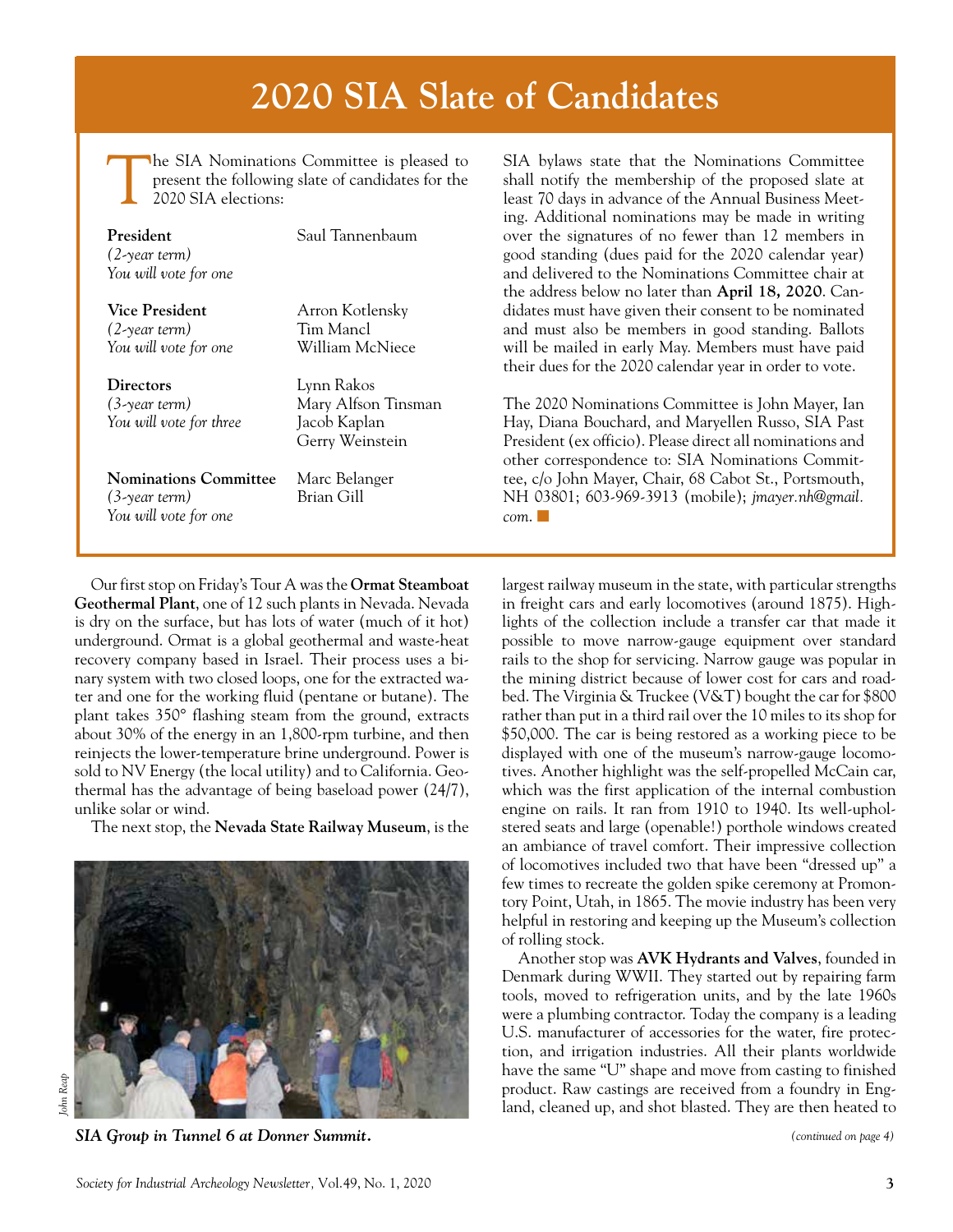# 2020 SIA Slate of Candidates

The SIA Nominations Committee is pleased to present the following slate of candidates for the 2020 SIA elections:

**President** (*2-year term*) *You will vote for one*
Saul Tannenbaum

**Vice President** (*2-year term*) *You will vote for one*
Arron Kotlensky
Tim Mancl
William McNiece

**Directors** (*3-year term*) *You will vote for three*
Lynn Rakos
Mary Alfson Tinsman
Jacob Kaplan
Gerry Weinstein

**Nominations Committee** (*3-year term*) *You will vote for one*
Marc Belanger
Brian Gill

SIA bylaws state that the Nominations Committee shall notify the membership of the proposed slate at least 70 days in advance of the Annual Business Meeting. Additional nominations may be made in writing over the signatures of no fewer than 12 members in good standing (dues paid for the 2020 calendar year) and delivered to the Nominations Committee chair at the address below no later than **April 18, 2020**. Candidates must have given their consent to be nominated and must also be members in good standing. Ballots will be mailed in early May. Members must have paid their dues for the 2020 calendar year in order to vote.

The 2020 Nominations Committee is John Mayer, Ian Hay, Diana Bouchard, and Maryellen Russo, SIA Past President (ex officio). Please direct all nominations and other correspondence to: SIA Nominations Committee, c/o John Mayer, Chair, 68 Cabot St., Portsmouth, NH 03801; 603-969-3913 (mobile); *jmayer.nh@gmail.com*. ■

---

Our first stop on Friday's Tour A was the **Ormat Steamboat Geothermal Plant**, one of 12 such plants in Nevada. Nevada is dry on the surface, but has lots of water (much of it hot) underground. Ormat is a global geothermal and waste-heat recovery company based in Israel. Their process uses a binary system with two closed loops, one for the extracted water and one for the working fluid (pentane or butane). The plant takes 350° flashing steam from the ground, extracts about 30% of the energy in an 1,800-rpm turbine, and then reinjects the lower-temperature brine underground. Power is sold to NV Energy (the local utility) and to California. Geothermal has the advantage of being baseload power (24/7), unlike solar or wind.

The next stop, the **Nevada State Railway Museum**, is the largest railway museum in the state, with particular strengths in freight cars and early locomotives (around 1875). Highlights of the collection include a transfer car that made it possible to move narrow-gauge equipment over standard rails to the shop for servicing. Narrow gauge was popular in the mining district because of lower cost for cars and roadbed. The Virginia & Truckee (V&T) bought the car for $800 rather than put in a third rail over the 10 miles to its shop for $50,000. The car is being restored as a working piece to be displayed with one of the museum's narrow-gauge locomotives. Another highlight was the self-propelled McCain car, which was the first application of the internal combustion engine on rails. It ran from 1910 to 1940. Its well-upholstered seats and large (openable!) porthole windows created an ambiance of travel comfort. Their impressive collection of locomotives included two that have been "dressed up" a few times to recreate the golden spike ceremony at Promontory Point, Utah, in 1865. The movie industry has been very helpful in restoring and keeping up the Museum's collection of rolling stock.

*John Reap*

***SIA Group in Tunnel 6 at Donner Summit.***

Another stop was **AVK Hydrants and Valves**, founded in Denmark during WWII. They started out by repairing farm tools, moved to refrigeration units, and by the late 1960s were a plumbing contractor. Today the company is a leading U.S. manufacturer of accessories for the water, fire protection, and irrigation industries. All their plants worldwide have the same "U" shape and move from casting to finished product. Raw castings are received from a foundry in England, cleaned up, and shot blasted. They are then heated to

*(continued on page 4)*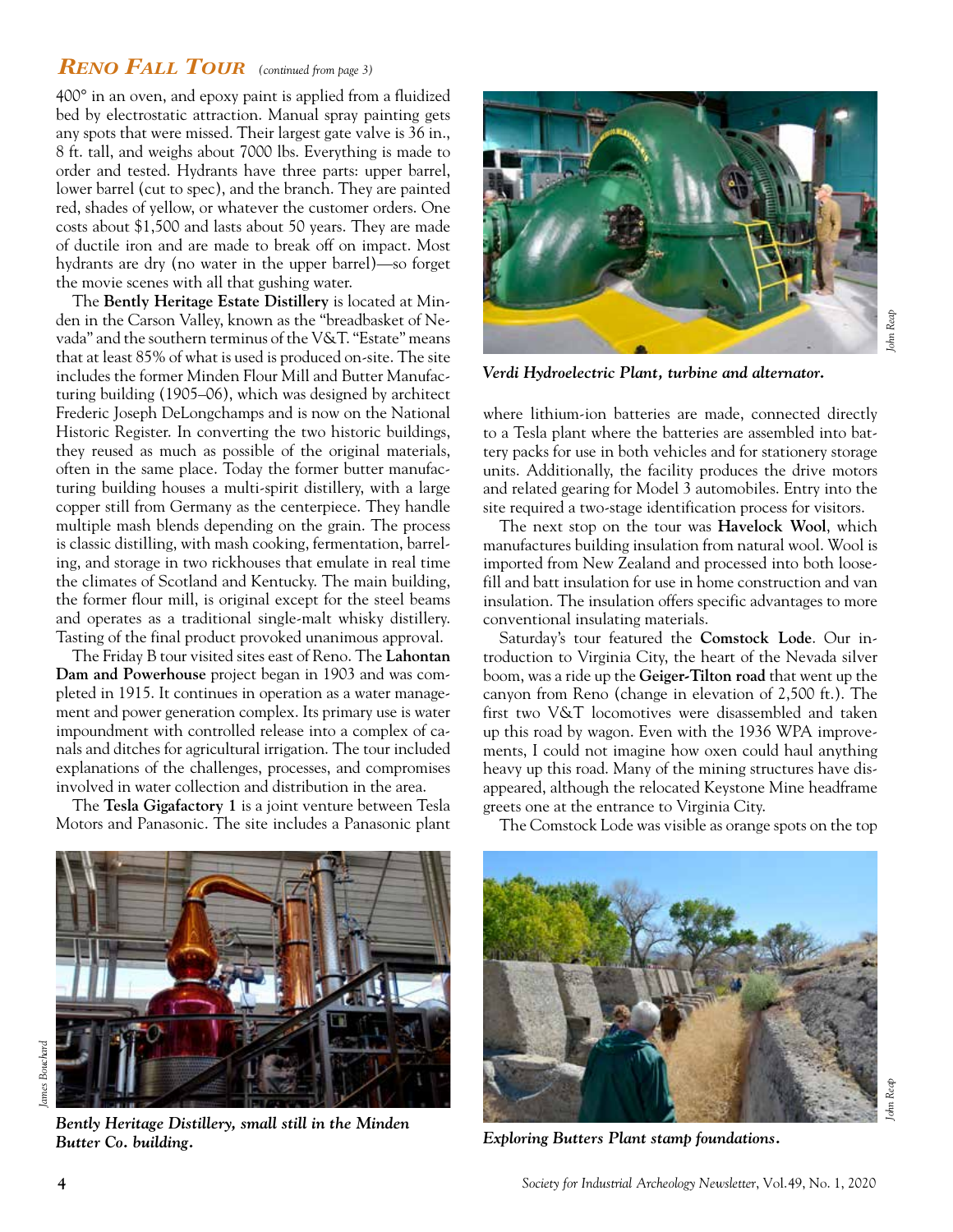## *Reno Fall Tour* *(continued from page 3)*

400° in an oven, and epoxy paint is applied from a fluidized bed by electrostatic attraction. Manual spray painting gets any spots that were missed. Their largest gate valve is 36 in., 8 ft. tall, and weighs about 7000 lbs. Everything is made to order and tested. Hydrants have three parts: upper barrel, lower barrel (cut to spec), and the branch. They are painted red, shades of yellow, or whatever the customer orders. One costs about $1,500 and lasts about 50 years. They are made of ductile iron and are made to break off on impact. Most hydrants are dry (no water in the upper barrel)—so forget the movie scenes with all that gushing water.

The **Bently Heritage Estate Distillery** is located at Minden in the Carson Valley, known as the "breadbasket of Nevada" and the southern terminus of the V&T. "Estate" means that at least 85% of what is used is produced on-site. The site includes the former Minden Flour Mill and Butter Manufacturing building (1905–06), which was designed by architect Frederic Joseph DeLongchamps and is now on the National Historic Register. In converting the two historic buildings, they reused as much as possible of the original materials, often in the same place. Today the former butter manufacturing building houses a multi-spirit distillery, with a large copper still from Germany as the centerpiece. They handle multiple mash blends depending on the grain. The process is classic distilling, with mash cooking, fermentation, barreling, and storage in two rickhouses that emulate in real time the climates of Scotland and Kentucky. The main building, the former flour mill, is original except for the steel beams and operates as a traditional single-malt whisky distillery. Tasting of the final product provoked unanimous approval.

The Friday B tour visited sites east of Reno. The **Lahontan Dam and Powerhouse** project began in 1903 and was completed in 1915. It continues in operation as a water management and power generation complex. Its primary use is water impoundment with controlled release into a complex of canals and ditches for agricultural irrigation. The tour included explanations of the challenges, processes, and compromises involved in water collection and distribution in the area.

The **Tesla Gigafactory 1** is a joint venture between Tesla Motors and Panasonic. The site includes a Panasonic plant where lithium-ion batteries are made, connected directly to a Tesla plant where the batteries are assembled into battery packs for use in both vehicles and for stationery storage units. Additionally, the facility produces the drive motors and related gearing for Model 3 automobiles. Entry into the site required a two-stage identification process for visitors.

*Verdi Hydroelectric Plant, turbine and alternator.* *John Reap*

The next stop on the tour was **Havelock Wool**, which manufactures building insulation from natural wool. Wool is imported from New Zealand and processed into both loose-fill and batt insulation for use in home construction and van insulation. The insulation offers specific advantages to more conventional insulating materials.

Saturday's tour featured the **Comstock Lode**. Our introduction to Virginia City, the heart of the Nevada silver boom, was a ride up the **Geiger-Tilton road** that went up the canyon from Reno (change in elevation of 2,500 ft.). The first two V&T locomotives were disassembled and taken up this road by wagon. Even with the 1936 WPA improvements, I could not imagine how oxen could haul anything heavy up this road. Many of the mining structures have disappeared, although the relocated Keystone Mine headframe greets one at the entrance to Virginia City.

The Comstock Lode was visible as orange spots on the top

*Bently Heritage Distillery, small still in the Minden Butter Co. building.* *James Bouchard*

*Exploring Butters Plant stamp foundations.* *John Reap*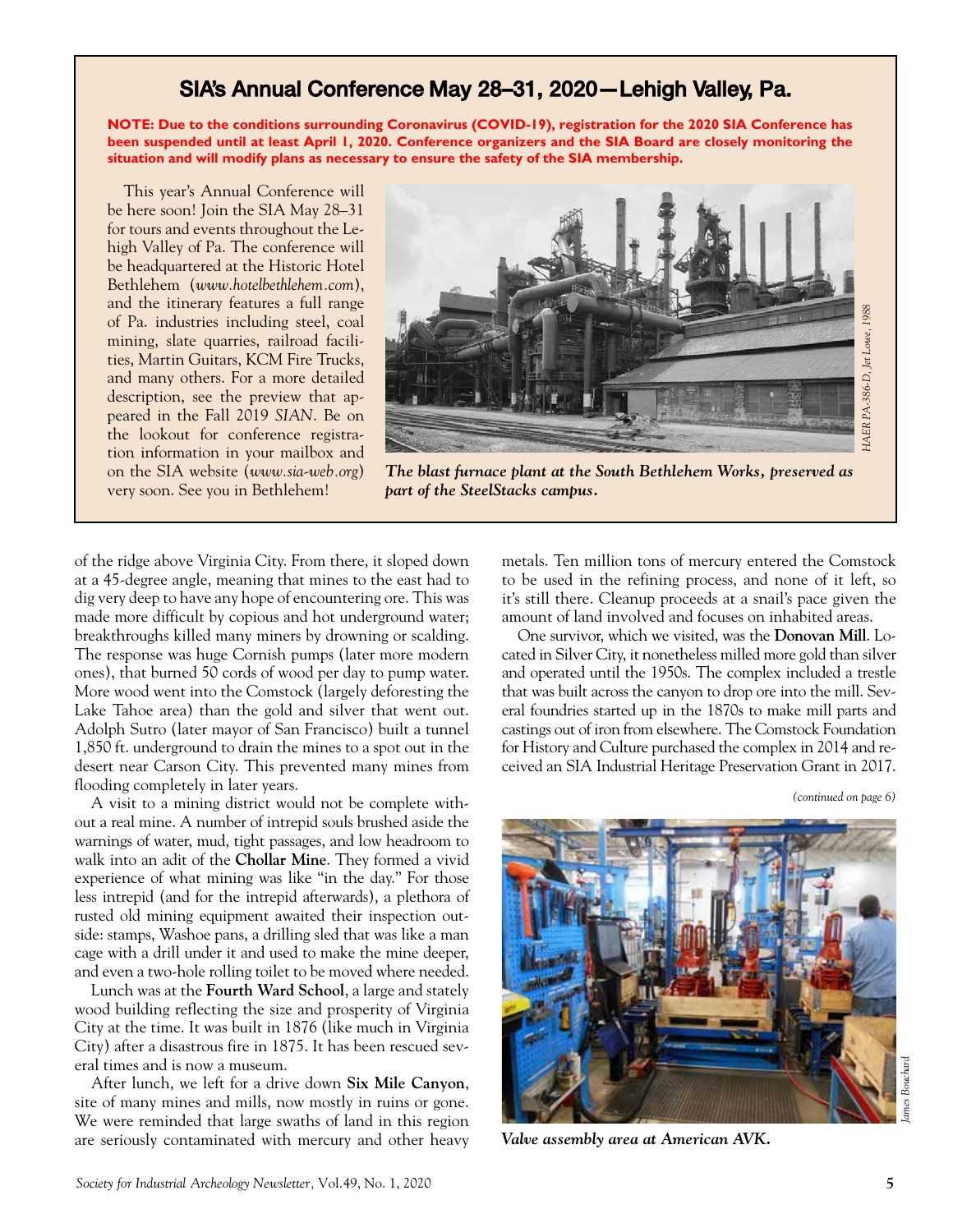## SIA's Annual Conference May 28–31, 2020—Lehigh Valley, Pa.

**NOTE: Due to the conditions surrounding Coronavirus (COVID-19), registration for the 2020 SIA Conference has been suspended until at least April 1, 2020. Conference organizers and the SIA Board are closely monitoring the situation and will modify plans as necessary to ensure the safety of the SIA membership.**

This year's Annual Conference will be here soon! Join the SIA May 28–31 for tours and events throughout the Lehigh Valley of Pa. The conference will be headquartered at the Historic Hotel Bethlehem (*www.hotelbethlehem.com*), and the itinerary features a full range of Pa. industries including steel, coal mining, slate quarries, railroad facilities, Martin Guitars, KCM Fire Trucks, and many others. For a more detailed description, see the preview that appeared in the Fall 2019 *SIAN*. Be on the lookout for conference registration information in your mailbox and on the SIA website (*www.sia-web.org*) very soon. See you in Bethlehem!

*HAER PA-386-D, Jet Lowe, 1988*

***The blast furnace plant at the South Bethlehem Works, preserved as part of the SteelStacks campus.***

of the ridge above Virginia City. From there, it sloped down at a 45-degree angle, meaning that mines to the east had to dig very deep to have any hope of encountering ore. This was made more difficult by copious and hot underground water; breakthroughs killed many miners by drowning or scalding. The response was huge Cornish pumps (later more modern ones), that burned 50 cords of wood per day to pump water. More wood went into the Comstock (largely deforesting the Lake Tahoe area) than the gold and silver that went out. Adolph Sutro (later mayor of San Francisco) built a tunnel 1,850 ft. underground to drain the mines to a spot out in the desert near Carson City. This prevented many mines from flooding completely in later years.

A visit to a mining district would not be complete without a real mine. A number of intrepid souls brushed aside the warnings of water, mud, tight passages, and low headroom to walk into an adit of the **Chollar Mine**. They formed a vivid experience of what mining was like "in the day." For those less intrepid (and for the intrepid afterwards), a plethora of rusted old mining equipment awaited their inspection outside: stamps, Washoe pans, a drilling sled that was like a man cage with a drill under it and used to make the mine deeper, and even a two-hole rolling toilet to be moved where needed.

Lunch was at the **Fourth Ward School**, a large and stately wood building reflecting the size and prosperity of Virginia City at the time. It was built in 1876 (like much in Virginia City) after a disastrous fire in 1875. It has been rescued several times and is now a museum.

After lunch, we left for a drive down **Six Mile Canyon**, site of many mines and mills, now mostly in ruins or gone. We were reminded that large swaths of land in this region are seriously contaminated with mercury and other heavy metals. Ten million tons of mercury entered the Comstock to be used in the refining process, and none of it left, so it's still there. Cleanup proceeds at a snail's pace given the amount of land involved and focuses on inhabited areas.

One survivor, which we visited, was the **Donovan Mill**. Located in Silver City, it nonetheless milled more gold than silver and operated until the 1950s. The complex included a trestle that was built across the canyon to drop ore into the mill. Several foundries started up in the 1870s to make mill parts and castings out of iron from elsewhere. The Comstock Foundation for History and Culture purchased the complex in 2014 and received an SIA Industrial Heritage Preservation Grant in 2017.

*(continued on page 6)*

*James Bouchard*

***Valve assembly area at American AVK.***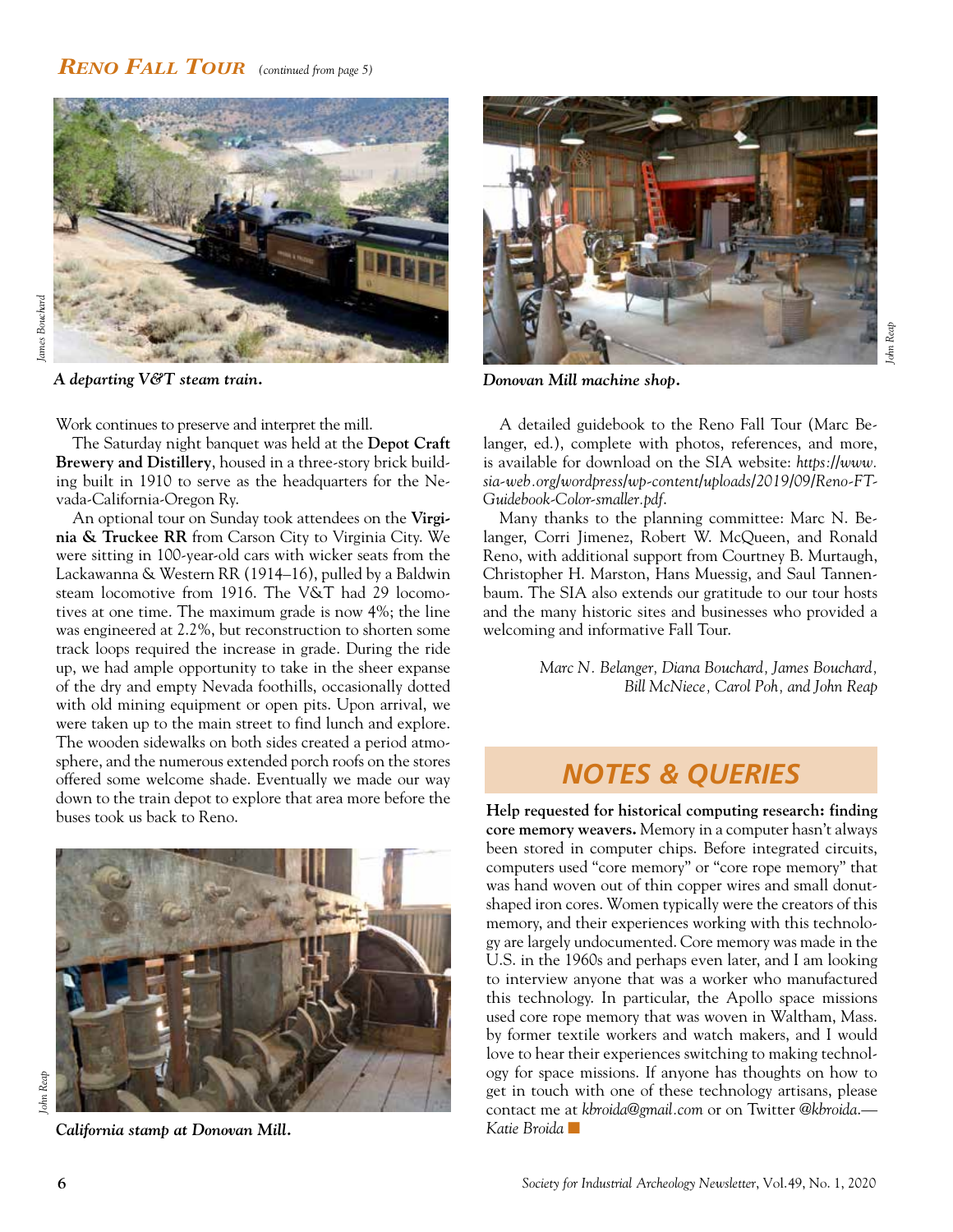## *Reno Fall Tour* *(continued from page 5)*

*A departing V&T steam train.*

*Donovan Mill machine shop.*

Work continues to preserve and interpret the mill.

The Saturday night banquet was held at the **Depot Craft Brewery and Distillery**, housed in a three-story brick building built in 1910 to serve as the headquarters for the Nevada-California-Oregon Ry.

An optional tour on Sunday took attendees on the **Virginia & Truckee RR** from Carson City to Virginia City. We were sitting in 100-year-old cars with wicker seats from the Lackawanna & Western RR (1914–16), pulled by a Baldwin steam locomotive from 1916. The V&T had 29 locomotives at one time. The maximum grade is now 4%; the line was engineered at 2.2%, but reconstruction to shorten some track loops required the increase in grade. During the ride up, we had ample opportunity to take in the sheer expanse of the dry and empty Nevada foothills, occasionally dotted with old mining equipment or open pits. Upon arrival, we were taken up to the main street to find lunch and explore. The wooden sidewalks on both sides created a period atmosphere, and the numerous extended porch roofs on the stores offered some welcome shade. Eventually we made our way down to the train depot to explore that area more before the buses took us back to Reno.

*California stamp at Donovan Mill.*

A detailed guidebook to the Reno Fall Tour (Marc Belanger, ed.), complete with photos, references, and more, is available for download on the SIA website: *https://www.sia-web.org/wordpress/wp-content/uploads/2019/09/Reno-FT-Guidebook-Color-smaller.pdf*.

Many thanks to the planning committee: Marc N. Belanger, Corri Jimenez, Robert W. McQueen, and Ronald Reno, with additional support from Courtney B. Murtaugh, Christopher H. Marston, Hans Muessig, and Saul Tannenbaum. The SIA also extends our gratitude to our tour hosts and the many historic sites and businesses who provided a welcoming and informative Fall Tour.

*Marc N. Belanger, Diana Bouchard, James Bouchard, Bill McNiece, Carol Poh, and John Reap*

## NOTES & QUERIES

**Help requested for historical computing research: finding core memory weavers.** Memory in a computer hasn't always been stored in computer chips. Before integrated circuits, computers used "core memory" or "core rope memory" that was hand woven out of thin copper wires and small donut-shaped iron cores. Women typically were the creators of this memory, and their experiences working with this technology are largely undocumented. Core memory was made in the U.S. in the 1960s and perhaps even later, and I am looking to interview anyone that was a worker who manufactured this technology. In particular, the Apollo space missions used core rope memory that was woven in Waltham, Mass. by former textile workers and watch makers, and I would love to hear their experiences switching to making technology for space missions. If anyone has thoughts on how to get in touch with one of these technology artisans, please contact me at *kbroida@gmail.com* or on Twitter *@kbroida*.—*Katie Broida* ■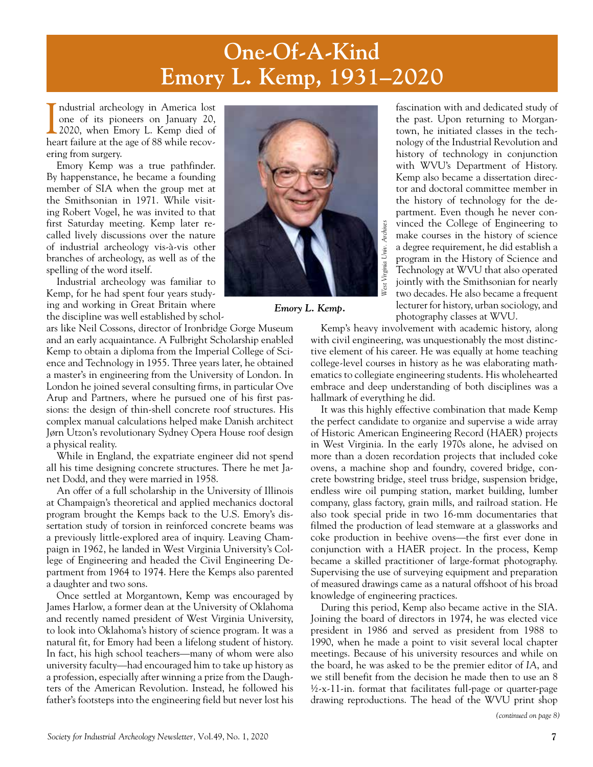# One-Of-A-Kind Emory L. Kemp, 1931–2020

Industrial archeology in America lost one of its pioneers on January 20, 2020, when Emory L. Kemp died of heart failure at the age of 88 while recovering from surgery.

Emory Kemp was a true pathfinder. By happenstance, he became a founding member of SIA when the group met at the Smithsonian in 1971. While visiting Robert Vogel, he was invited to that first Saturday meeting. Kemp later recalled lively discussions over the nature of industrial archeology vis-à-vis other branches of archeology, as well as of the spelling of the word itself.

Industrial archeology was familiar to Kemp, for he had spent four years studying and working in Great Britain where the discipline was well established by scholars like Neil Cossons, director of Ironbridge Gorge Museum and an early acquaintance. A Fulbright Scholarship enabled Kemp to obtain a diploma from the Imperial College of Science and Technology in 1955. Three years later, he obtained a master's in engineering from the University of London. In London he joined several consulting firms, in particular Ove Arup and Partners, where he pursued one of his first passions: the design of thin-shell concrete roof structures. His complex manual calculations helped make Danish architect Jørn Utzon's revolutionary Sydney Opera House roof design a physical reality.

While in England, the expatriate engineer did not spend all his time designing concrete structures. There he met Janet Dodd, and they were married in 1958.

An offer of a full scholarship in the University of Illinois at Champaign's theoretical and applied mechanics doctoral program brought the Kemps back to the U.S. Emory's dissertation study of torsion in reinforced concrete beams was a previously little-explored area of inquiry. Leaving Champaign in 1962, he landed in West Virginia University's College of Engineering and headed the Civil Engineering Department from 1964 to 1974. Here the Kemps also parented a daughter and two sons.

Once settled at Morgantown, Kemp was encouraged by James Harlow, a former dean at the University of Oklahoma and recently named president of West Virginia University, to look into Oklahoma's history of science program. It was a natural fit, for Emory had been a lifelong student of history. In fact, his high school teachers—many of whom were also university faculty—had encouraged him to take up history as a profession, especially after winning a prize from the Daughters of the American Revolution. Instead, he followed his father's footsteps into the engineering field but never lost his fascination with and dedicated study of the past. Upon returning to Morgantown, he initiated classes in the technology of the Industrial Revolution and history of technology in conjunction with WVU's Department of History. Kemp also became a dissertation director and doctoral committee member in the history of technology for the department. Even though he never convinced the College of Engineering to make courses in the history of science a degree requirement, he did establish a program in the History of Science and Technology at WVU that also operated jointly with the Smithsonian for nearly two decades. He also became a frequent lecturer for history, urban sociology, and photography classes at WVU.

*West Virginia Univ. Archives*

***Emory L. Kemp.***

Kemp's heavy involvement with academic history, along with civil engineering, was unquestionably the most distinctive element of his career. He was equally at home teaching college-level courses in history as he was elaborating mathematics to collegiate engineering students. His wholehearted embrace and deep understanding of both disciplines was a hallmark of everything he did.

It was this highly effective combination that made Kemp the perfect candidate to organize and supervise a wide array of Historic American Engineering Record (HAER) projects in West Virginia. In the early 1970s alone, he advised on more than a dozen recordation projects that included coke ovens, a machine shop and foundry, covered bridge, concrete bowstring bridge, steel truss bridge, suspension bridge, endless wire oil pumping station, market building, lumber company, glass factory, grain mills, and railroad station. He also took special pride in two 16-mm documentaries that filmed the production of lead stemware at a glassworks and coke production in beehive ovens—the first ever done in conjunction with a HAER project. In the process, Kemp became a skilled practitioner of large-format photography. Supervising the use of surveying equipment and preparation of measured drawings came as a natural offshoot of his broad knowledge of engineering practices.

During this period, Kemp also became active in the SIA. Joining the board of directors in 1974, he was elected vice president in 1986 and served as president from 1988 to 1990, when he made a point to visit several local chapter meetings. Because of his university resources and while on the board, he was asked to be the premier editor of *IA*, and we still benefit from the decision he made then to use an 8 ½-x-11-in. format that facilitates full-page or quarter-page drawing reproductions. The head of the WVU print shop

*(continued on page 8)*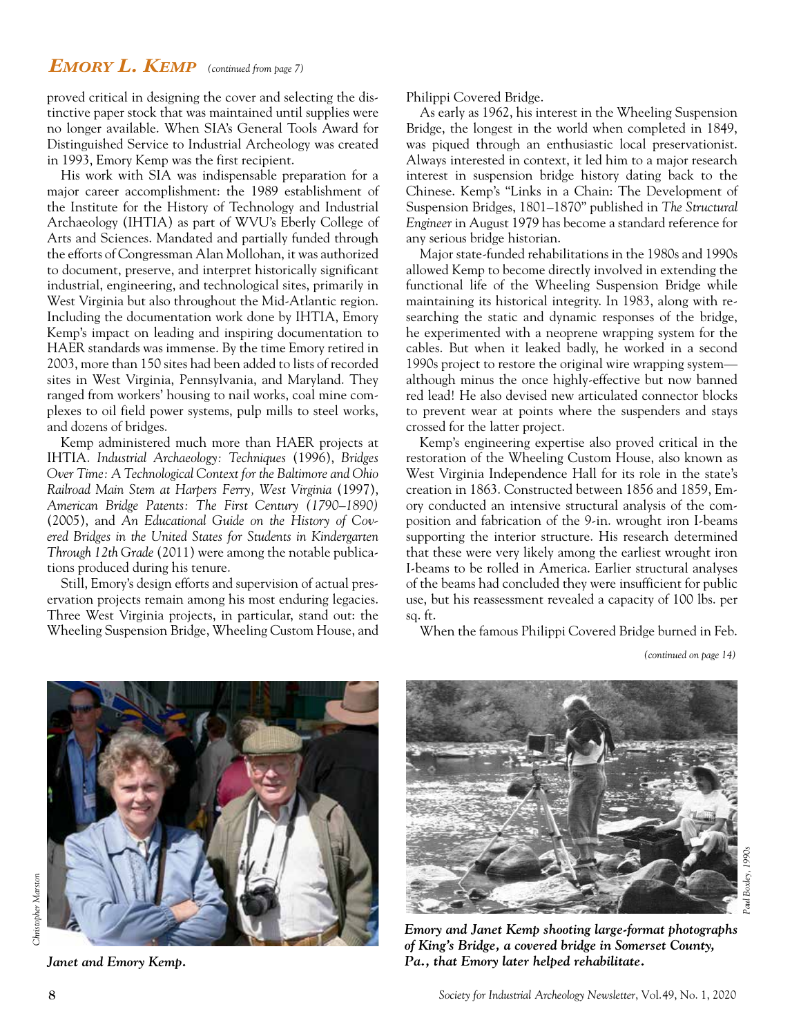## *EMORY L. KEMP* *(continued from page 7)*

proved critical in designing the cover and selecting the distinctive paper stock that was maintained until supplies were no longer available. When SIA's General Tools Award for Distinguished Service to Industrial Archeology was created in 1993, Emory Kemp was the first recipient.

His work with SIA was indispensable preparation for a major career accomplishment: the 1989 establishment of the Institute for the History of Technology and Industrial Archaeology (IHTIA) as part of WVU's Eberly College of Arts and Sciences. Mandated and partially funded through the efforts of Congressman Alan Mollohan, it was authorized to document, preserve, and interpret historically significant industrial, engineering, and technological sites, primarily in West Virginia but also throughout the Mid-Atlantic region. Including the documentation work done by IHTIA, Emory Kemp's impact on leading and inspiring documentation to HAER standards was immense. By the time Emory retired in 2003, more than 150 sites had been added to lists of recorded sites in West Virginia, Pennsylvania, and Maryland. They ranged from workers' housing to nail works, coal mine complexes to oil field power systems, pulp mills to steel works, and dozens of bridges.

Kemp administered much more than HAER projects at IHTIA. *Industrial Archaeology: Techniques* (1996), *Bridges Over Time: A Technological Context for the Baltimore and Ohio Railroad Main Stem at Harpers Ferry, West Virginia* (1997), *American Bridge Patents: The First Century (1790–1890)* (2005), and *An Educational Guide on the History of Covered Bridges in the United States for Students in Kindergarten Through 12th Grade* (2011) were among the notable publications produced during his tenure.

Still, Emory's design efforts and supervision of actual preservation projects remain among his most enduring legacies. Three West Virginia projects, in particular, stand out: the Wheeling Suspension Bridge, Wheeling Custom House, and Philippi Covered Bridge.

As early as 1962, his interest in the Wheeling Suspension Bridge, the longest in the world when completed in 1849, was piqued through an enthusiastic local preservationist. Always interested in context, it led him to a major research interest in suspension bridge history dating back to the Chinese. Kemp's "Links in a Chain: The Development of Suspension Bridges, 1801–1870" published in *The Structural Engineer* in August 1979 has become a standard reference for any serious bridge historian.

Major state-funded rehabilitations in the 1980s and 1990s allowed Kemp to become directly involved in extending the functional life of the Wheeling Suspension Bridge while maintaining its historical integrity. In 1983, along with researching the static and dynamic responses of the bridge, he experimented with a neoprene wrapping system for the cables. But when it leaked badly, he worked in a second 1990s project to restore the original wire wrapping system—although minus the once highly-effective but now banned red lead! He also devised new articulated connector blocks to prevent wear at points where the suspenders and stays crossed for the latter project.

Kemp's engineering expertise also proved critical in the restoration of the Wheeling Custom House, also known as West Virginia Independence Hall for its role in the state's creation in 1863. Constructed between 1856 and 1859, Emory conducted an intensive structural analysis of the composition and fabrication of the 9-in. wrought iron I-beams supporting the interior structure. His research determined that these were very likely among the earliest wrought iron I-beams to be rolled in America. Earlier structural analyses of the beams had concluded they were insufficient for public use, but his reassessment revealed a capacity of 100 lbs. per sq. ft.

When the famous Philippi Covered Bridge burned in Feb.

*(continued on page 14)*

Christopher Marston

***Janet and Emory Kemp.***

Paul Boxley, 1990s

***Emory and Janet Kemp shooting large-format photographs of King's Bridge, a covered bridge in Somerset County, Pa., that Emory later helped rehabilitate.***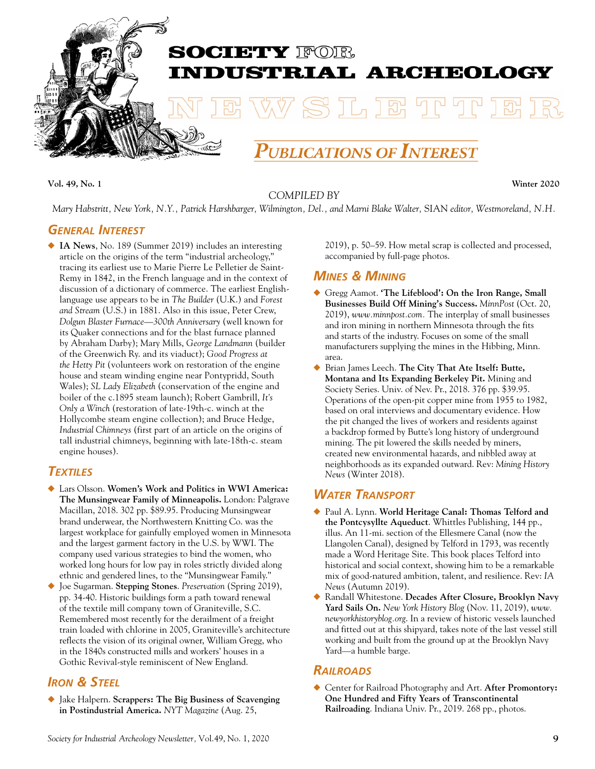# SOCIETY FOR INDUSTRIAL ARCHEOLOGY NEWSLETTER

## *Publications of Interest*

**Vol. 49, No. 1** **Winter 2020**

*COMPILED BY*

*Mary Habstritt, New York, N.Y., Patrick Harshbarger, Wilmington, Del., and Marni Blake Walter,* SIAN *editor, Westmoreland, N.H.*

### *General Interest*

- **IA News**, No. 189 (Summer 2019) includes an interesting article on the origins of the term "industrial archeology," tracing its earliest use to Marie Pierre Le Pelletier de Saint-Remy in 1842, in the French language and in the context of discussion of a dictionary of commerce. The earliest English-language use appears to be in *The Builder* (U.K.) and *Forest and Stream* (U.S.) in 1881. Also in this issue, Peter Crew, *Dolgun Blaster Furnace—300th Anniversary* (well known for its Quaker connections and for the blast furnace planned by Abraham Darby); Mary Mills, *George Landmann* (builder of the Greenwich Ry. and its viaduct); *Good Progress at the Hetty Pit* (volunteers work on restoration of the engine house and steam winding engine near Pontypridd, South Wales); *SL Lady Elizabeth* (conservation of the engine and boiler of the c.1895 steam launch); Robert Gambrill, *It's Only a Winch* (restoration of late-19th-c. winch at the Hollycombe steam engine collection); and Bruce Hedge, *Industrial Chimneys* (first part of an article on the origins of tall industrial chimneys, beginning with late-18th-c. steam engine houses).

### *Textiles*

- Lars Olsson. **Women's Work and Politics in WWI America: The Munsingwear Family of Minneapolis.** London: Palgrave Macillan, 2018. 302 pp. $89.95. Producing Munsingwear brand underwear, the Northwestern Knitting Co. was the largest workplace for gainfully employed women in Minnesota and the largest garment factory in the U.S. by WWI. The company used various strategies to bind the women, who worked long hours for low pay in roles strictly divided along ethnic and gendered lines, to the "Munsingwear Family."
- Joe Sugarman. **Stepping Stones**. *Preservation* (Spring 2019), pp. 34-40. Historic buildings form a path toward renewal of the textile mill company town of Graniteville, S.C. Remembered most recently for the derailment of a freight train loaded with chlorine in 2005, Graniteville's architecture reflects the vision of its original owner, William Gregg, who in the 1840s constructed mills and workers' houses in a Gothic Revival-style reminiscent of New England.

### *Iron & Steel*

- Jake Halpern. **Scrappers: The Big Business of Scavenging in Postindustrial America.** *NYT Magazine* (Aug. 25, 2019), p. 50–59. How metal scrap is collected and processed, accompanied by full-page photos.

### *Mines & Mining*

- Gregg Aamot. **'The Lifeblood': On the Iron Range, Small Businesses Build Off Mining's Success.** *MinnPost* (Oct. 20, 2019), *www.minnpost.com.* The interplay of small businesses and iron mining in northern Minnesota through the fits and starts of the industry. Focuses on some of the small manufacturers supplying the mines in the Hibbing, Minn. area.
- Brian James Leech. **The City That Ate Itself: Butte, Montana and Its Expanding Berkeley Pit.** Mining and Society Series. Univ. of Nev. Pr., 2018. 376 pp. $39.95. Operations of the open-pit copper mine from 1955 to 1982, based on oral interviews and documentary evidence. How the pit changed the lives of workers and residents against a backdrop formed by Butte's long history of underground mining. The pit lowered the skills needed by miners, created new environmental hazards, and nibbled away at neighborhoods as its expanded outward. Rev: *Mining History News* (Winter 2018).

### *Water Transport*

- Paul A. Lynn. **World Heritage Canal: Thomas Telford and the Pontcysyllte Aqueduct**. Whittles Publishing, 144 pp., illus. An 11-mi. section of the Ellesmere Canal (now the Llangolen Canal), designed by Telford in 1793, was recently made a Word Heritage Site. This book places Telford into historical and social context, showing him to be a remarkable mix of good-natured ambition, talent, and resilience. Rev: *IA News* (Autumn 2019).
- Randall Whitestone. **Decades After Closure, Brooklyn Navy Yard Sails On.** *New York History Blog* (Nov. 11, 2019), *www.newyorkhistoryblog.org*. In a review of historic vessels launched and fitted out at this shipyard, takes note of the last vessel still working and built from the ground up at the Brooklyn Navy Yard—a humble barge.

### *Railroads*

- Center for Railroad Photography and Art. **After Promontory: One Hundred and Fifty Years of Transcontinental Railroading**. Indiana Univ. Pr., 2019. 268 pp., photos.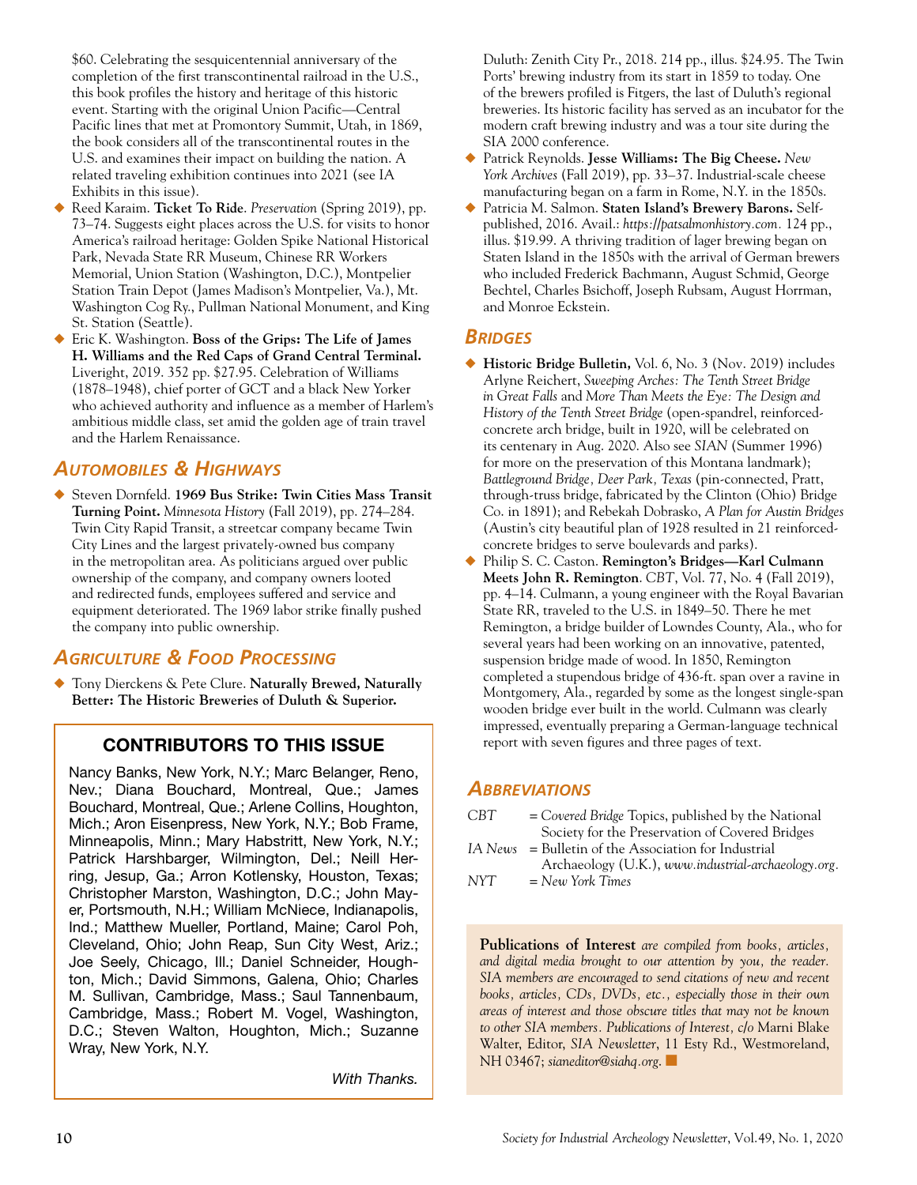$60. Celebrating the sesquicentennial anniversary of the completion of the first transcontinental railroad in the U.S., this book profiles the history and heritage of this historic event. Starting with the original Union Pacific—Central Pacific lines that met at Promontory Summit, Utah, in 1869, the book considers all of the transcontinental routes in the U.S. and examines their impact on building the nation. A related traveling exhibition continues into 2021 (see IA Exhibits in this issue).

- Reed Karaim. **Ticket To Ride**. *Preservation* (Spring 2019), pp. 73–74. Suggests eight places across the U.S. for visits to honor America's railroad heritage: Golden Spike National Historical Park, Nevada State RR Museum, Chinese RR Workers Memorial, Union Station (Washington, D.C.), Montpelier Station Train Depot (James Madison's Montpelier, Va.), Mt. Washington Cog Ry., Pullman National Monument, and King St. Station (Seattle).
- Eric K. Washington. **Boss of the Grips: The Life of James H. Williams and the Red Caps of Grand Central Terminal.** Liveright, 2019. 352 pp. $27.95. Celebration of Williams (1878–1948), chief porter of GCT and a black New Yorker who achieved authority and influence as a member of Harlem's ambitious middle class, set amid the golden age of train travel and the Harlem Renaissance.

## Automobiles & Highways

- Steven Dornfeld. **1969 Bus Strike: Twin Cities Mass Transit Turning Point.** *Minnesota History* (Fall 2019), pp. 274–284. Twin City Rapid Transit, a streetcar company became Twin City Lines and the largest privately-owned bus company in the metropolitan area. As politicians argued over public ownership of the company, and company owners looted and redirected funds, employees suffered and service and equipment deteriorated. The 1969 labor strike finally pushed the company into public ownership.

## Agriculture & Food Processing

- Tony Dierckens & Pete Clure. **Naturally Brewed, Naturally Better: The Historic Breweries of Duluth & Superior.** Duluth: Zenith City Pr., 2018. 214 pp., illus. $24.95. The Twin Ports' brewing industry from its start in 1859 to today. One of the brewers profiled is Fitgers, the last of Duluth's regional breweries. Its historic facility has served as an incubator for the modern craft brewing industry and was a tour site during the SIA 2000 conference.
- Patrick Reynolds. **Jesse Williams: The Big Cheese.** *New York Archives* (Fall 2019), pp. 33–37. Industrial-scale cheese manufacturing began on a farm in Rome, N.Y. in the 1850s.
- Patricia M. Salmon. **Staten Island's Brewery Barons.** Self-published, 2016. Avail.: *https://patsalmonhistory.com*. 124 pp., illus. $19.99. A thriving tradition of lager brewing began on Staten Island in the 1850s with the arrival of German brewers who included Frederick Bachmann, August Schmid, George Bechtel, Charles Bsichoff, Joseph Rubsam, August Horrman, and Monroe Eckstein.

## Bridges

- **Historic Bridge Bulletin,** Vol. 6, No. 3 (Nov. 2019) includes Arlyne Reichert, *Sweeping Arches: The Tenth Street Bridge in Great Falls* and *More Than Meets the Eye: The Design and History of the Tenth Street Bridge* (open-spandrel, reinforced-concrete arch bridge, built in 1920, will be celebrated on its centenary in Aug. 2020. Also see *SIAN* (Summer 1996) for more on the preservation of this Montana landmark); *Battleground Bridge, Deer Park, Texas* (pin-connected, Pratt, through-truss bridge, fabricated by the Clinton (Ohio) Bridge Co. in 1891); and Rebekah Dobrasko, *A Plan for Austin Bridges* (Austin's city beautiful plan of 1928 resulted in 21 reinforced-concrete bridges to serve boulevards and parks).
- Philip S. C. Caston. **Remington's Bridges—Karl Culmann Meets John R. Remington**. *CBT*, Vol. 77, No. 4 (Fall 2019), pp. 4–14. Culmann, a young engineer with the Royal Bavarian State RR, traveled to the U.S. in 1849–50. There he met Remington, a bridge builder of Lowndes County, Ala., who for several years had been working on an innovative, patented, suspension bridge made of wood. In 1850, Remington completed a stupendous bridge of 436-ft. span over a ravine in Montgomery, Ala., regarded by some as the longest single-span wooden bridge ever built in the world. Culmann was clearly impressed, eventually preparing a German-language technical report with seven figures and three pages of text.

## Abbreviations

| | |
|---|---|
| CBT | = *Covered Bridge* Topics, published by the National Society for the Preservation of Covered Bridges |
| IA News | = Bulletin of the Association for Industrial Archaeology (U.K.), *www.industrial-archaeology.org.* |
| NYT | = *New York Times* |

**Publications of Interest** *are compiled from books, articles, and digital media brought to our attention by you, the reader. SIA members are encouraged to send citations of new and recent books, articles, CDs, DVDs, etc., especially those in their own areas of interest and those obscure titles that may not be known to other SIA members. Publications of Interest, c/o* Marni Blake Walter, Editor, *SIA Newsletter*, 11 Esty Rd., Westmoreland, NH 03467; *sianeditor@siahq.org*.

## Contributors to This Issue

Nancy Banks, New York, N.Y.; Marc Belanger, Reno, Nev.; Diana Bouchard, Montreal, Que.; James Bouchard, Montreal, Que.; Arlene Collins, Houghton, Mich.; Aron Eisenpress, New York, N.Y.; Bob Frame, Minneapolis, Minn.; Mary Habstritt, New York, N.Y.; Patrick Harshbarger, Wilmington, Del.; Neill Herring, Jesup, Ga.; Arron Kotlensky, Houston, Texas; Christopher Marston, Washington, D.C.; John Mayer, Portsmouth, N.H.; William McNiece, Indianapolis, Ind.; Matthew Mueller, Portland, Maine; Carol Poh, Cleveland, Ohio; John Reap, Sun City West, Ariz.; Joe Seely, Chicago, Ill.; Daniel Schneider, Houghton, Mich.; David Simmons, Galena, Ohio; Charles M. Sullivan, Cambridge, Mass.; Saul Tannenbaum, Cambridge, Mass.; Robert M. Vogel, Washington, D.C.; Steven Walton, Houghton, Mich.; Suzanne Wray, New York, N.Y.

*With Thanks.*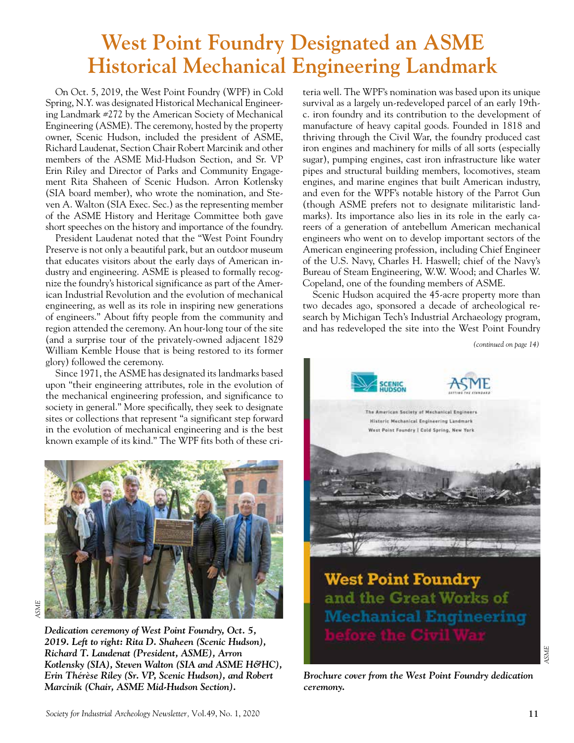# West Point Foundry Designated an ASME Historical Mechanical Engineering Landmark

On Oct. 5, 2019, the West Point Foundry (WPF) in Cold Spring, N.Y. was designated Historical Mechanical Engineering Landmark #272 by the American Society of Mechanical Engineering (ASME). The ceremony, hosted by the property owner, Scenic Hudson, included the president of ASME, Richard Laudenat, Section Chair Robert Marcinik and other members of the ASME Mid-Hudson Section, and Sr. VP Erin Riley and Director of Parks and Community Engagement Rita Shaheen of Scenic Hudson. Arron Kotlensky (SIA board member), who wrote the nomination, and Steven A. Walton (SIA Exec. Sec.) as the representing member of the ASME History and Heritage Committee both gave short speeches on the history and importance of the foundry.

President Laudenat noted that the "West Point Foundry Preserve is not only a beautiful park, but an outdoor museum that educates visitors about the early days of American industry and engineering. ASME is pleased to formally recognize the foundry's historical significance as part of the American Industrial Revolution and the evolution of mechanical engineering, as well as its role in inspiring new generations of engineers." About fifty people from the community and region attended the ceremony. An hour-long tour of the site (and a surprise tour of the privately-owned adjacent 1829 William Kemble House that is being restored to its former glory) followed the ceremony.

Since 1971, the ASME has designated its landmarks based upon "their engineering attributes, role in the evolution of the mechanical engineering profession, and significance to society in general." More specifically, they seek to designate sites or collections that represent "a significant step forward in the evolution of mechanical engineering and is the best known example of its kind." The WPF fits both of these criteria well. The WPF's nomination was based upon its unique survival as a largely un-redeveloped parcel of an early 19th-c. iron foundry and its contribution to the development of manufacture of heavy capital goods. Founded in 1818 and thriving through the Civil War, the foundry produced cast iron engines and machinery for mills of all sorts (especially sugar), pumping engines, cast iron infrastructure like water pipes and structural building members, locomotives, steam engines, and marine engines that built American industry, and even for the WPF's notable history of the Parrot Gun (though ASME prefers not to designate militaristic landmarks). Its importance also lies in its role in the early careers of a generation of antebellum American mechanical engineers who went on to develop important sectors of the American engineering profession, including Chief Engineer of the U.S. Navy, Charles H. Haswell; chief of the Navy's Bureau of Steam Engineering, W.W. Wood; and Charles W. Copeland, one of the founding members of ASME.

Scenic Hudson acquired the 45-acre property more than two decades ago, sponsored a decade of archeological research by Michigan Tech's Industrial Archaeology program, and has redeveloped the site into the West Point Foundry

*(continued on page 14)*

*ASME*

***Dedication ceremony of West Point Foundry, Oct. 5, 2019. Left to right: Rita D. Shaheen (Scenic Hudson), Richard T. Laudenat (President, ASME), Arron Kotlensky (SIA), Steven Walton (SIA and ASME H&HC), Erin Thérèse Riley (Sr. VP, Scenic Hudson), and Robert Marcinik (Chair, ASME Mid-Hudson Section).***

*ASME*

***Brochure cover from the West Point Foundry dedication ceremony.***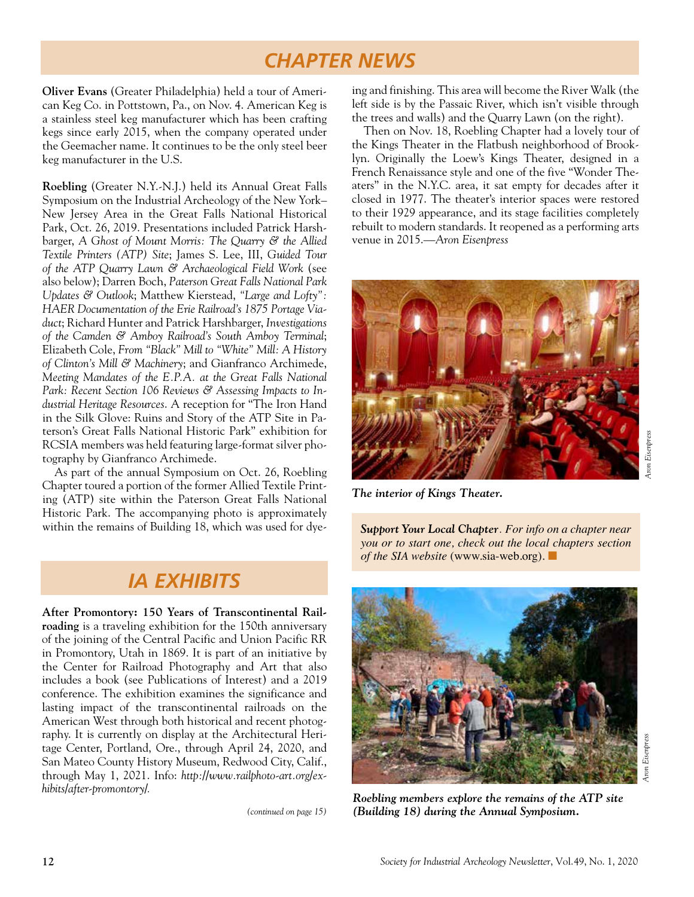## CHAPTER NEWS

**Oliver Evans** (Greater Philadelphia) held a tour of American Keg Co. in Pottstown, Pa., on Nov. 4. American Keg is a stainless steel keg manufacturer which has been crafting kegs since early 2015, when the company operated under the Geemacher name. It continues to be the only steel beer keg manufacturer in the U.S.

**Roebling** (Greater N.Y.-N.J.) held its Annual Great Falls Symposium on the Industrial Archeology of the New York–New Jersey Area in the Great Falls National Historical Park, Oct. 26, 2019. Presentations included Patrick Harshbarger, *A Ghost of Mount Morris: The Quarry & the Allied Textile Printers (ATP) Site*; James S. Lee, III, *Guided Tour of the ATP Quarry Lawn & Archaeological Field Work* (see also below); Darren Boch, *Paterson Great Falls National Park Updates & Outlook*; Matthew Kierstead, *"Large and Lofty": HAER Documentation of the Erie Railroad's 1875 Portage Viaduct*; Richard Hunter and Patrick Harshbarger, *Investigations of the Camden & Amboy Railroad's South Amboy Terminal*; Elizabeth Cole, *From "Black" Mill to "White" Mill: A History of Clinton's Mill & Machinery*; and Gianfranco Archimede, *Meeting Mandates of the E.P.A. at the Great Falls National Park: Recent Section 106 Reviews & Assessing Impacts to Industrial Heritage Resources*. A reception for "The Iron Hand in the Silk Glove: Ruins and Story of the ATP Site in Paterson's Great Falls National Historic Park" exhibition for RCSIA members was held featuring large-format silver photography by Gianfranco Archimede.

As part of the annual Symposium on Oct. 26, Roebling Chapter toured a portion of the former Allied Textile Printing (ATP) site within the Paterson Great Falls National Historic Park. The accompanying photo is approximately within the remains of Building 18, which was used for dyeing and finishing. This area will become the River Walk (the left side is by the Passaic River, which isn't visible through the trees and walls) and the Quarry Lawn (on the right).

Then on Nov. 18, Roebling Chapter had a lovely tour of the Kings Theater in the Flatbush neighborhood of Brooklyn. Originally the Loew's Kings Theater, designed in a French Renaissance style and one of the five "Wonder Theaters" in the N.Y.C. area, it sat empty for decades after it closed in 1977. The theater's interior spaces were restored to their 1929 appearance, and its stage facilities completely rebuilt to modern standards. It reopened as a performing arts venue in 2015.—*Aron Eisenpress*

*Aron Eisenpress*

***The interior of Kings Theater.***

***Support Your Local Chapter****. For info on a chapter near you or to start one, check out the local chapters section of the SIA website* (www.sia-web.org). ■

*Aron Eisenpress*

***Roebling members explore the remains of the ATP site (Building 18) during the Annual Symposium.***

## IA EXHIBITS

**After Promontory: 150 Years of Transcontinental Railroading** is a traveling exhibition for the 150th anniversary of the joining of the Central Pacific and Union Pacific RR in Promontory, Utah in 1869. It is part of an initiative by the Center for Railroad Photography and Art that also includes a book (see Publications of Interest) and a 2019 conference. The exhibition examines the significance and lasting impact of the transcontinental railroads on the American West through both historical and recent photography. It is currently on display at the Architectural Heritage Center, Portland, Ore., through April 24, 2020, and San Mateo County History Museum, Redwood City, Calif., through May 1, 2021. Info: *http://www.railphoto-art.org/exhibits/after-promontory/.*

*(continued on page 15)*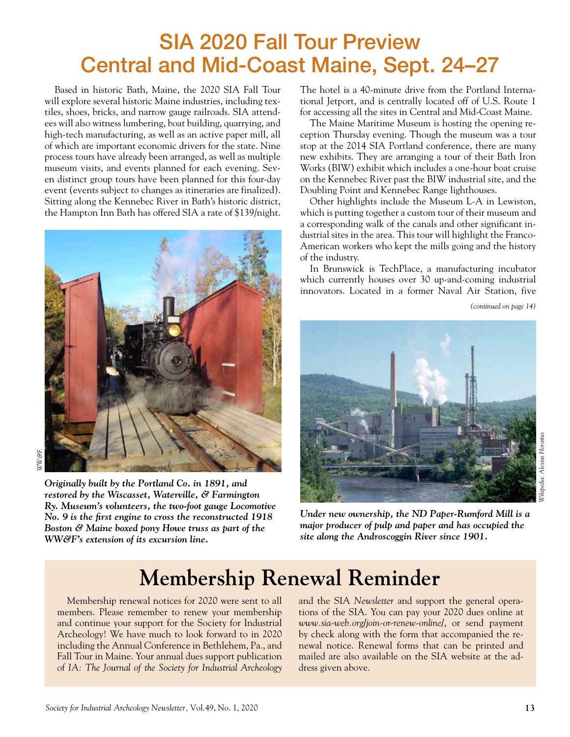# SIA 2020 Fall Tour Preview
# Central and Mid-Coast Maine, Sept. 24–27

Based in historic Bath, Maine, the 2020 SIA Fall Tour will explore several historic Maine industries, including textiles, shoes, bricks, and narrow gauge railroads. SIA attendees will also witness lumbering, boat building, quarrying, and high-tech manufacturing, as well as an active paper mill, all of which are important economic drivers for the state. Nine process tours have already been arranged, as well as multiple museum visits, and events planned for each evening. Seven distinct group tours have been planned for this four-day event (events subject to changes as itineraries are finalized). Sitting along the Kennebec River in Bath's historic district, the Hampton Inn Bath has offered SIA a rate of $139/night. The hotel is a 40-minute drive from the Portland International Jetport, and is centrally located off of U.S. Route 1 for accessing all the sites in Central and Mid-Coast Maine.

The Maine Maritime Museum is hosting the opening reception Thursday evening. Though the museum was a tour stop at the 2014 SIA Portland conference, there are many new exhibits. They are arranging a tour of their Bath Iron Works (BIW) exhibit which includes a one-hour boat cruise on the Kennebec River past the BIW industrial site, and the Doubling Point and Kennebec Range lighthouses.

Other highlights include the Museum L-A in Lewiston, which is putting together a custom tour of their museum and a corresponding walk of the canals and other significant industrial sites in the area. This tour will highlight the Franco-American workers who kept the mills going and the history of the industry.

In Brunswick is TechPlace, a manufacturing incubator which currently houses over 30 up-and-coming industrial innovators. Located in a former Naval Air Station, five

*(continued on page 14)*

WW&F.

***Originally built by the Portland Co. in 1891, and restored by the Wiscasset, Waterville, & Farmington Ry. Museum's volunteers, the two-foot gauge Locomotive No. 9 is the first engine to cross the reconstructed 1918 Boston & Maine boxed pony Howe truss as part of the WW&F's extension of its excursion line.***

*Wikipedia: Alexius Horatius*

***Under new ownership, the ND Paper-Rumford Mill is a major producer of pulp and paper and has occupied the site along the Androscoggin River since 1901.***

## Membership Renewal Reminder

Membership renewal notices for 2020 were sent to all members. Please remember to renew your membership and continue your support for the Society for Industrial Archeology! We have much to look forward to in 2020 including the Annual Conference in Bethlehem, Pa., and Fall Tour in Maine. Your annual dues support publication of *IA: The Journal of the Society for Industrial Archeology* and the SIA *Newsletter* and support the general operations of the SIA. You can pay your 2020 dues online at *www.sia-web.org/join-or-renew-online/*, or send payment by check along with the form that accompanied the renewal notice. Renewal forms that can be printed and mailed are also available on the SIA website at the address given above.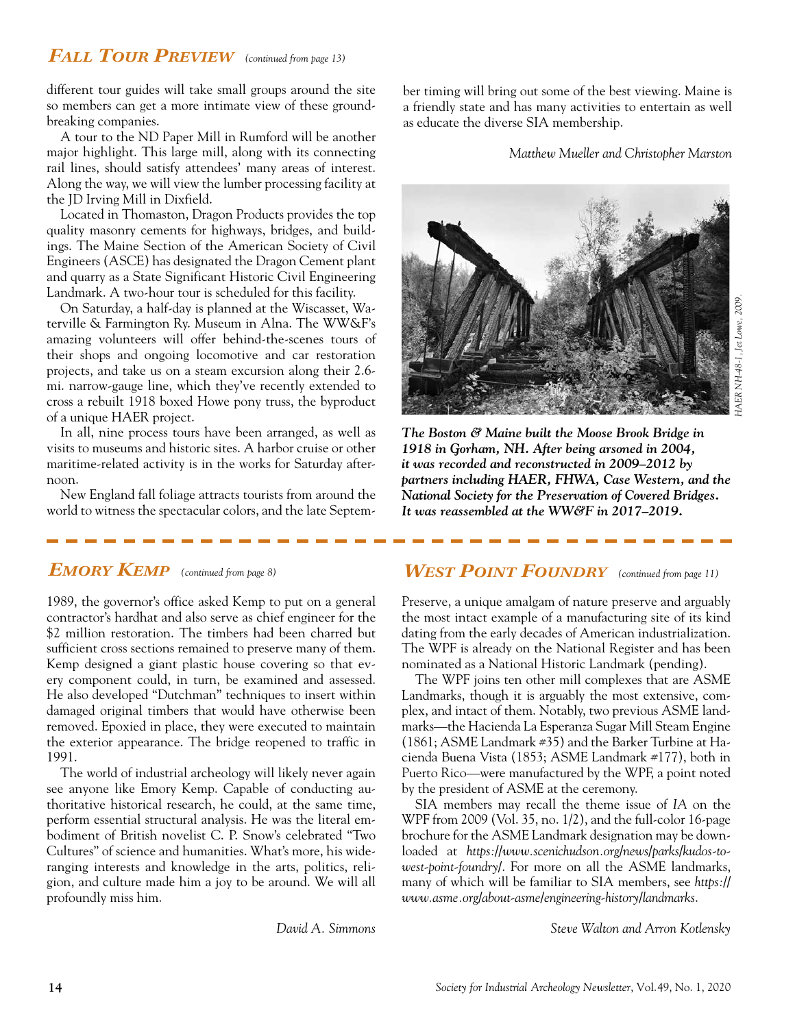## *Fall Tour Preview* *(continued from page 13)*

different tour guides will take small groups around the site so members can get a more intimate view of these groundbreaking companies.

A tour to the ND Paper Mill in Rumford will be another major highlight. This large mill, along with its connecting rail lines, should satisfy attendees' many areas of interest. Along the way, we will view the lumber processing facility at the JD Irving Mill in Dixfield.

Located in Thomaston, Dragon Products provides the top quality masonry cements for highways, bridges, and buildings. The Maine Section of the American Society of Civil Engineers (ASCE) has designated the Dragon Cement plant and quarry as a State Significant Historic Civil Engineering Landmark. A two-hour tour is scheduled for this facility.

On Saturday, a half-day is planned at the Wiscasset, Waterville & Farmington Ry. Museum in Alna. The WW&F's amazing volunteers will offer behind-the-scenes tours of their shops and ongoing locomotive and car restoration projects, and take us on a steam excursion along their 2.6-mi. narrow-gauge line, which they've recently extended to cross a rebuilt 1918 boxed Howe pony truss, the byproduct of a unique HAER project.

In all, nine process tours have been arranged, as well as visits to museums and historic sites. A harbor cruise or other maritime-related activity is in the works for Saturday afternoon.

New England fall foliage attracts tourists from around the world to witness the spectacular colors, and the late September timing will bring out some of the best viewing. Maine is a friendly state and has many activities to entertain as well as educate the diverse SIA membership.

*Matthew Mueller and Christopher Marston*

*HAER NH-48-1, Jet Lowe, 2009.*

***The Boston & Maine built the Moose Brook Bridge in 1918 in Gorham, NH. After being arsoned in 2004, it was recorded and reconstructed in 2009–2012 by partners including HAER, FHWA, Case Western, and the National Society for the Preservation of Covered Bridges. It was reassembled at the WW&F in 2017–2019.***

## *Emory Kemp* *(continued from page 8)*

1989, the governor's office asked Kemp to put on a general contractor's hardhat and also serve as chief engineer for the $2 million restoration. The timbers had been charred but sufficient cross sections remained to preserve many of them. Kemp designed a giant plastic house covering so that every component could, in turn, be examined and assessed. He also developed "Dutchman" techniques to insert within damaged original timbers that would have otherwise been removed. Epoxied in place, they were executed to maintain the exterior appearance. The bridge reopened to traffic in 1991.

The world of industrial archeology will likely never again see anyone like Emory Kemp. Capable of conducting authoritative historical research, he could, at the same time, perform essential structural analysis. He was the literal embodiment of British novelist C. P. Snow's celebrated "Two Cultures" of science and humanities. What's more, his wide-ranging interests and knowledge in the arts, politics, religion, and culture made him a joy to be around. We will all profoundly miss him.

*David A. Simmons*

## *West Point Foundry* *(continued from page 11)*

Preserve, a unique amalgam of nature preserve and arguably the most intact example of a manufacturing site of its kind dating from the early decades of American industrialization. The WPF is already on the National Register and has been nominated as a National Historic Landmark (pending).

The WPF joins ten other mill complexes that are ASME Landmarks, though it is arguably the most extensive, complex, and intact of them. Notably, two previous ASME landmarks—the Hacienda La Esperanza Sugar Mill Steam Engine (1861; ASME Landmark #35) and the Barker Turbine at Hacienda Buena Vista (1853; ASME Landmark #177), both in Puerto Rico—were manufactured by the WPF, a point noted by the president of ASME at the ceremony.

SIA members may recall the theme issue of *IA* on the WPF from 2009 (Vol. 35, no. 1/2), and the full-color 16-page brochure for the ASME Landmark designation may be downloaded at *https://www.scenichudson.org/news/parks/kudos-to-west-point-foundry/*. For more on all the ASME landmarks, many of which will be familiar to SIA members, see *https://www.asme.org/about-asme/engineering-history/landmarks*.

*Steve Walton and Arron Kotlensky*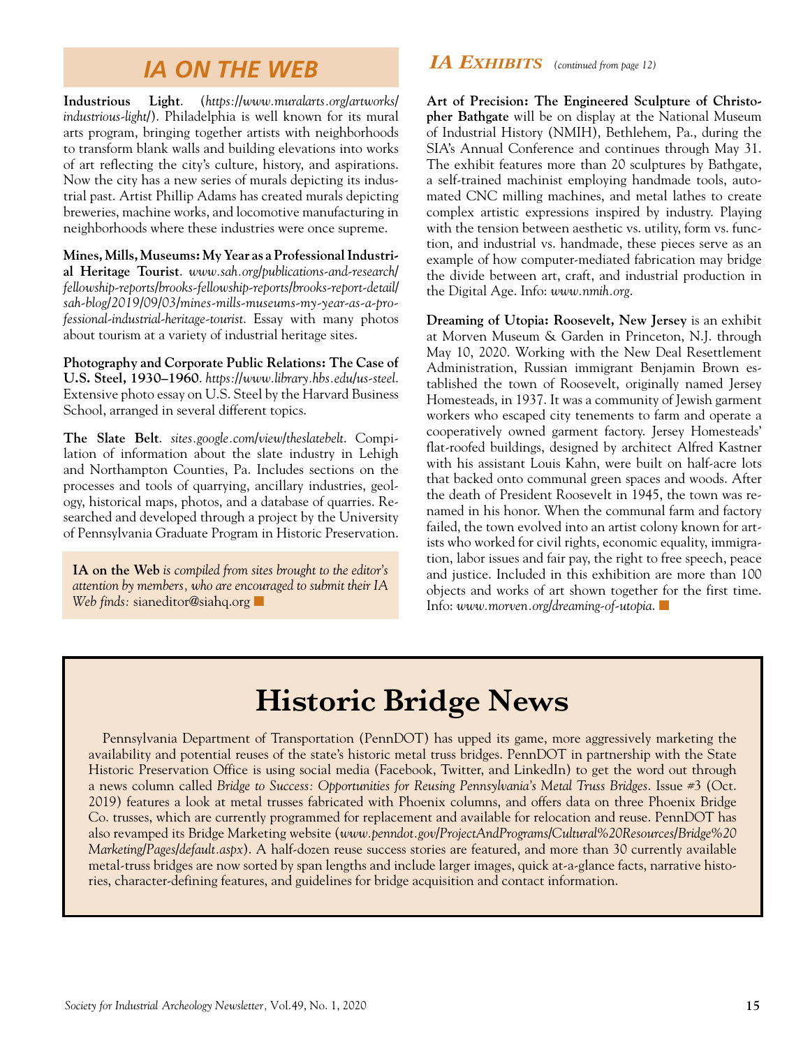## IA ON THE WEB

**Industrious Light**. (*https://www.muralarts.org/artworks/industrious-light/*). Philadelphia is well known for its mural arts program, bringing together artists with neighborhoods to transform blank walls and building elevations into works of art reflecting the city's culture, history, and aspirations. Now the city has a new series of murals depicting its industrial past. Artist Phillip Adams has created murals depicting breweries, machine works, and locomotive manufacturing in neighborhoods where these industries were once supreme.

**Mines, Mills, Museums: My Year as a Professional Industrial Heritage Tourist**. *www.sah.org/publications-and-research/fellowship-reports/brooks-fellowship-reports/brooks-report-detail/sah-blog/2019/09/03/mines-mills-museums-my-year-as-a-professional-industrial-heritage-tourist*. Essay with many photos about tourism at a variety of industrial heritage sites.

**Photography and Corporate Public Relations: The Case of U.S. Steel, 1930–1960**. *https://www.library.hbs.edu/us-steel*. Extensive photo essay on U.S. Steel by the Harvard Business School, arranged in several different topics.

**The Slate Belt**. *sites.google.com/view/theslatebelt*. Compilation of information about the slate industry in Lehigh and Northampton Counties, Pa. Includes sections on the processes and tools of quarrying, ancillary industries, geology, historical maps, photos, and a database of quarries. Researched and developed through a project by the University of Pennsylvania Graduate Program in Historic Preservation.

**IA on the Web** *is compiled from sites brought to the editor's attention by members, who are encouraged to submit their IA Web finds:* sianeditor@siahq.org ■

## IA EXHIBITS *(continued from page 12)*

**Art of Precision: The Engineered Sculpture of Christopher Bathgate** will be on display at the National Museum of Industrial History (NMIH), Bethlehem, Pa., during the SIA's Annual Conference and continues through May 31. The exhibit features more than 20 sculptures by Bathgate, a self-trained machinist employing handmade tools, automated CNC milling machines, and metal lathes to create complex artistic expressions inspired by industry. Playing with the tension between aesthetic vs. utility, form vs. function, and industrial vs. handmade, these pieces serve as an example of how computer-mediated fabrication may bridge the divide between art, craft, and industrial production in the Digital Age. Info: *www.nmih.org*.

**Dreaming of Utopia: Roosevelt, New Jersey** is an exhibit at Morven Museum & Garden in Princeton, N.J. through May 10, 2020. Working with the New Deal Resettlement Administration, Russian immigrant Benjamin Brown established the town of Roosevelt, originally named Jersey Homesteads, in 1937. It was a community of Jewish garment workers who escaped city tenements to farm and operate a cooperatively owned garment factory. Jersey Homesteads' flat-roofed buildings, designed by architect Alfred Kastner with his assistant Louis Kahn, were built on half-acre lots that backed onto communal green spaces and woods. After the death of President Roosevelt in 1945, the town was renamed in his honor. When the communal farm and factory failed, the town evolved into an artist colony known for artists who worked for civil rights, economic equality, immigration, labor issues and fair pay, the right to free speech, peace and justice. Included in this exhibition are more than 100 objects and works of art shown together for the first time. Info: *www.morven.org/dreaming-of-utopia*. ■

# Historic Bridge News

Pennsylvania Department of Transportation (PennDOT) has upped its game, more aggressively marketing the availability and potential reuses of the state's historic metal truss bridges. PennDOT in partnership with the State Historic Preservation Office is using social media (Facebook, Twitter, and LinkedIn) to get the word out through a news column called *Bridge to Success: Opportunities for Reusing Pennsylvania's Metal Truss Bridges*. Issue #3 (Oct. 2019) features a look at metal trusses fabricated with Phoenix columns, and offers data on three Phoenix Bridge Co. trusses, which are currently programmed for replacement and available for relocation and reuse. PennDOT has also revamped its Bridge Marketing website (*www.penndot.gov/ProjectAndPrograms/Cultural%20Resources/Bridge%20Marketing/Pages/default.aspx*). A half-dozen reuse success stories are featured, and more than 30 currently available metal-truss bridges are now sorted by span lengths and include larger images, quick at-a-glance facts, narrative histories, character-defining features, and guidelines for bridge acquisition and contact information.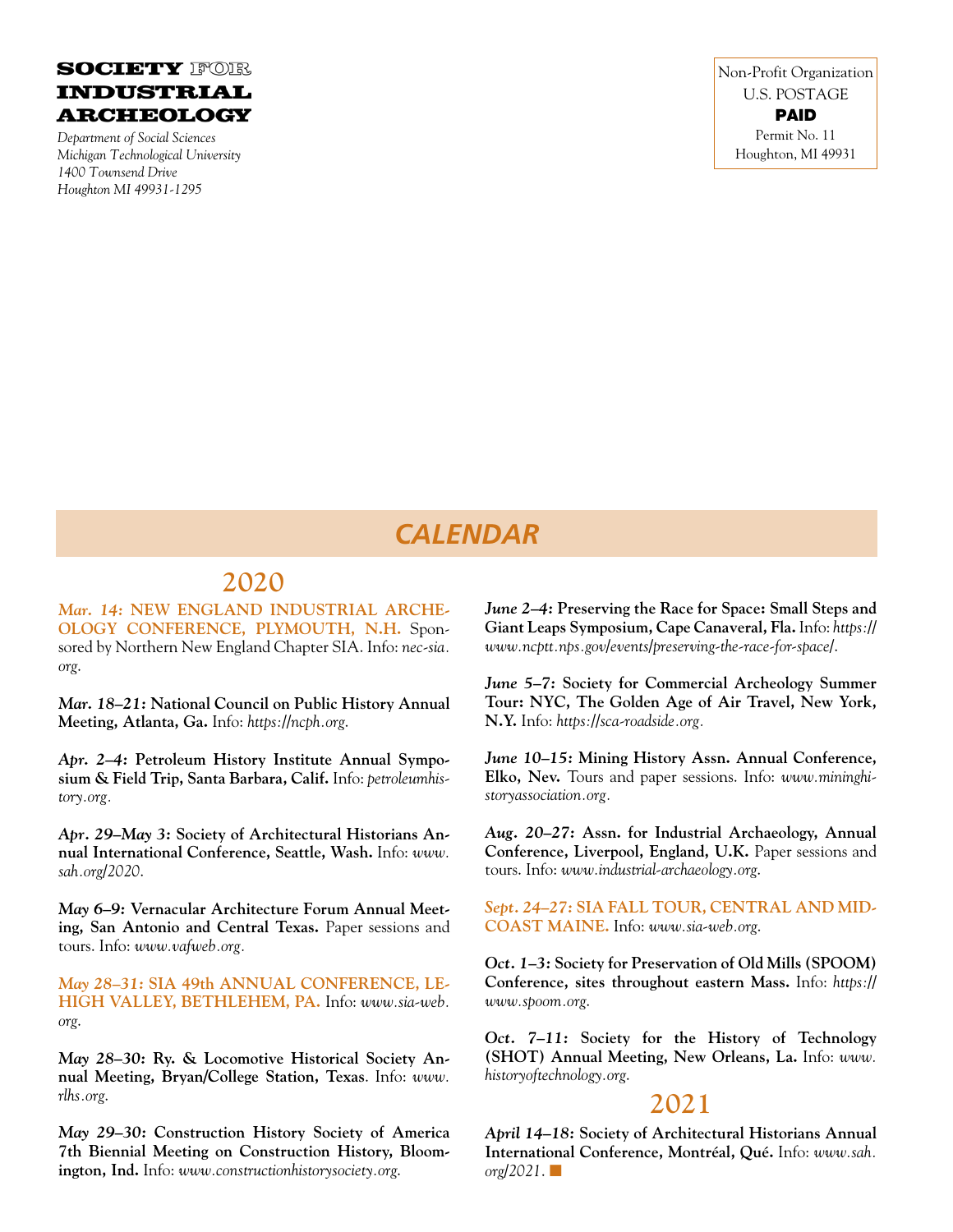**SOCIETY FOR INDUSTRIAL ARCHEOLOGY**

*Department of Social Sciences*
*Michigan Technological University*
*1400 Townsend Drive*
*Houghton MI 49931-1295*

Non-Profit Organization
U.S. POSTAGE
**PAID**
Permit No. 11
Houghton, MI 49931

# CALENDAR

## 2020

***Mar. 14:* NEW ENGLAND INDUSTRIAL ARCHEOLOGY CONFERENCE, PLYMOUTH, N.H.** Sponsored by Northern New England Chapter SIA. Info: *nec-sia.org*.

***Mar. 18–21:* National Council on Public History Annual Meeting, Atlanta, Ga.** Info: *https://ncph.org*.

***Apr. 2–4:* Petroleum History Institute Annual Symposium & Field Trip, Santa Barbara, Calif.** Info: *petroleumhistory.org*.

***Apr. 29–May 3:* Society of Architectural Historians Annual International Conference, Seattle, Wash.** Info: *www.sah.org/2020*.

***May 6–9:* Vernacular Architecture Forum Annual Meeting, San Antonio and Central Texas.** Paper sessions and tours. Info: *www.vafweb.org*.

***May 28–31:* SIA 49th ANNUAL CONFERENCE, LEHIGH VALLEY, BETHLEHEM, PA.** Info: *www.sia-web.org*.

***May 28–30:* Ry. & Locomotive Historical Society Annual Meeting, Bryan/College Station, Texas**. Info: *www.rlhs.org*.

***May 29–30:* Construction History Society of America 7th Biennial Meeting on Construction History, Bloomington, Ind.** Info: *www.constructionhistorysociety.org*.

***June 2–4:* Preserving the Race for Space: Small Steps and Giant Leaps Symposium, Cape Canaveral, Fla.** Info: *https://www.ncptt.nps.gov/events/preserving-the-race-for-space/*.

***June 5–7:* Society for Commercial Archeology Summer Tour: NYC, The Golden Age of Air Travel, New York, N.Y.** Info: *https://sca-roadside.org*.

***June 10–15:* Mining History Assn. Annual Conference, Elko, Nev.** Tours and paper sessions. Info: *www.mininghistoryassociation.org*.

***Aug. 20–27:* Assn. for Industrial Archaeology, Annual Conference, Liverpool, England, U.K.** Paper sessions and tours. Info: *www.industrial-archaeology.org*.

***Sept. 24–27:* SIA FALL TOUR, CENTRAL AND MIDCOAST MAINE.** Info: *www.sia-web.org*.

***Oct. 1–3:* Society for Preservation of Old Mills (SPOOM) Conference, sites throughout eastern Mass.** Info: *https://www.spoom.org*.

***Oct. 7–11:* Society for the History of Technology (SHOT) Annual Meeting, New Orleans, La.** Info: *www.historyoftechnology.org*.

## 2021

***April 14–18:* Society of Architectural Historians Annual International Conference, Montréal, Qué.** Info: *www.sah.org/2021*. ■